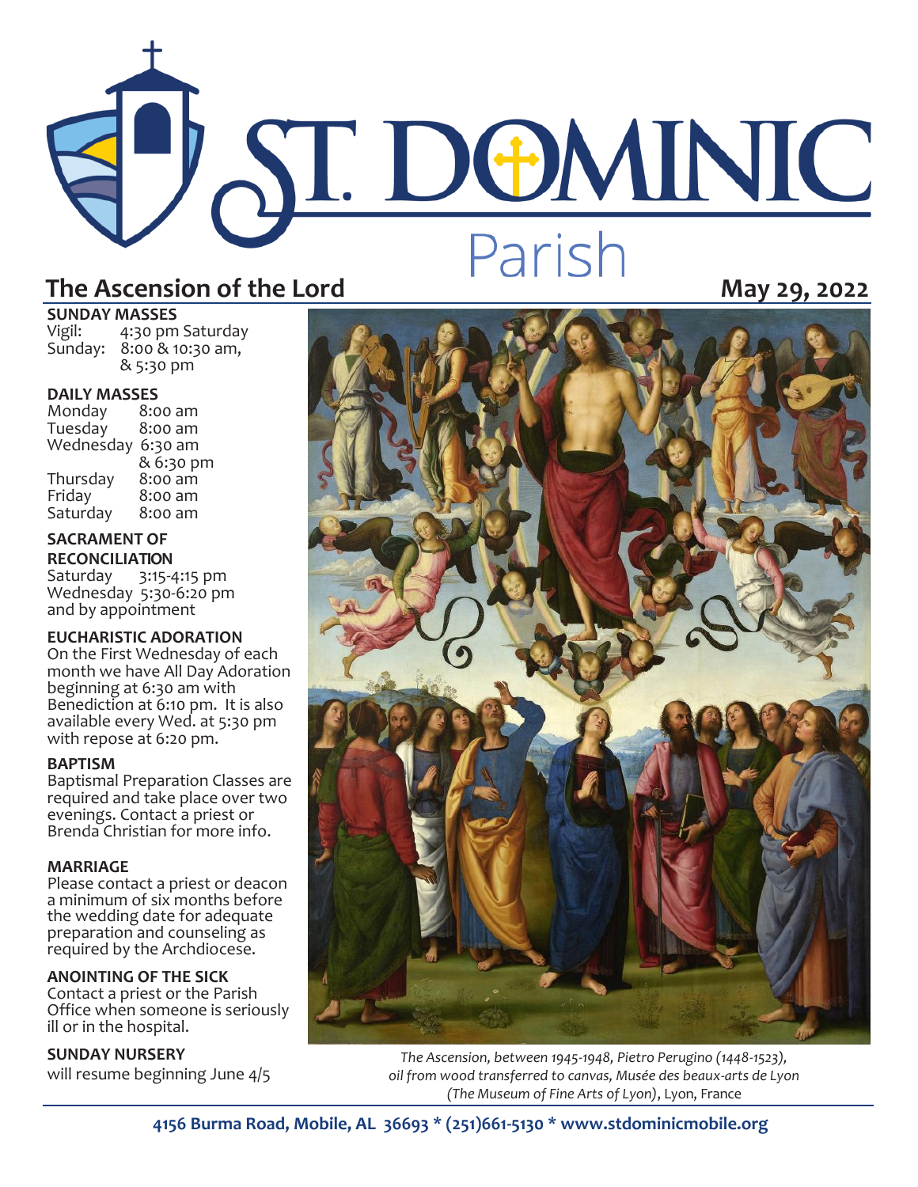# ST. DOMINIC Parish

## The Ascension of the Lord

**May 29, 2022**

**SUNDAY MASSES**
Vigil: 4:30 pm Saturday
Sunday: 8:00 & 10:30 am, & 5:30 pm

**DAILY MASSES**
Monday 8:00 am
Tuesday 8:00 am
Wednesday 6:30 am & 6:30 pm
Thursday 8:00 am
Friday 8:00 am
Saturday 8:00 am

**SACRAMENT OF RECONCILIATION**
Saturday 3:15-4:15 pm
Wednesday 5:30-6:20 pm
and by appointment

**EUCHARISTIC ADORATION**
On the First Wednesday of each month we have All Day Adoration beginning at 6:30 am with Benediction at 6:10 pm. It is also available every Wed. at 5:30 pm with repose at 6:20 pm.

**BAPTISM**
Baptismal Preparation Classes are required and take place over two evenings. Contact a priest or Brenda Christian for more info.

**MARRIAGE**
Please contact a priest or deacon a minimum of six months before the wedding date for adequate preparation and counseling as required by the Archdiocese.

**ANOINTING OF THE SICK**
Contact a priest or the Parish Office when someone is seriously ill or in the hospital.

**SUNDAY NURSERY**
will resume beginning June 4/5

*The Ascension, between 1945-1948, Pietro Perugino (1448-1523), oil from wood transferred to canvas, Musée des beaux-arts de Lyon (The Museum of Fine Arts of Lyon)*, Lyon, France

**4156 Burma Road, Mobile, AL 36693 * (251)661-5130 * www.stdominicmobile.org**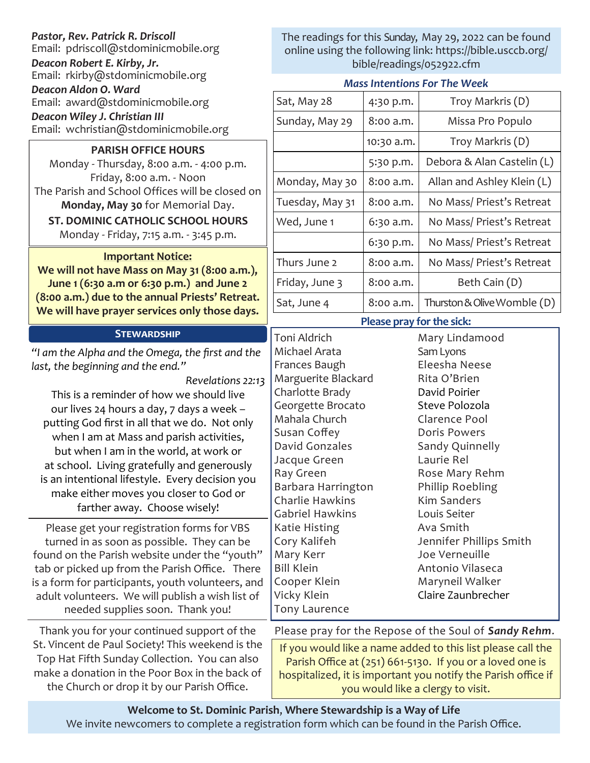***Pastor, Rev. Patrick R. Driscoll***
Email: pdriscoll@stdominicmobile.org

***Deacon Robert E. Kirby, Jr.***
Email: rkirby@stdominicmobile.org

***Deacon Aldon O. Ward***
Email: award@stdominicmobile.org

***Deacon Wiley J. Christian III***
Email: wchristian@stdominicmobile.org

**PARISH OFFICE HOURS**

Monday - Thursday, 8:00 a.m. - 4:00 p.m.
Friday, 8:00 a.m. - Noon
The Parish and School Offices will be closed on **Monday, May 30** for Memorial Day.

**ST. DOMINIC CATHOLIC SCHOOL HOURS**

Monday - Friday, 7:15 a.m. - 3:45 p.m.

**Important Notice:**
**We will not have Mass on May 31 (8:00 a.m.), June 1 (6:30 a.m or 6:30 p.m.) and June 2 (8:00 a.m.) due to the annual Priests' Retreat. We will have prayer services only those days.**

## STEWARDSHIP

*"I am the Alpha and the Omega, the first and the last, the beginning and the end."*

*Revelations 22:13*

This is a reminder of how we should live our lives 24 hours a day, 7 days a week – putting God first in all that we do. Not only when I am at Mass and parish activities, but when I am in the world, at work or at school. Living gratefully and generously is an intentional lifestyle. Every decision you make either moves you closer to God or farther away. Choose wisely!

Please get your registration forms for VBS turned in as soon as possible. They can be found on the Parish website under the "youth" tab or picked up from the Parish Office. There is a form for participants, youth volunteers, and adult volunteers. We will publish a wish list of needed supplies soon. Thank you!

Thank you for your continued support of the St. Vincent de Paul Society! This weekend is the Top Hat Fifth Sunday Collection. You can also make a donation in the Poor Box in the back of the Church or drop it by our Parish Office.

The readings for this Sunday, May 29, 2022 can be found online using the following link: https://bible.usccb.org/bible/readings/052922.cfm

***Mass Intentions For The Week***

| | | |
|---|---|---|
| Sat, May 28 | 4:30 p.m. | Troy Markris (D) |
| Sunday, May 29 | 8:00 a.m. | Missa Pro Populo |
| | 10:30 a.m. | Troy Markris (D) |
| | 5:30 p.m. | Debora & Alan Castelin (L) |
| Monday, May 30 | 8:00 a.m. | Allan and Ashley Klein (L) |
| Tuesday, May 31 | 8:00 a.m. | No Mass/ Priest's Retreat |
| Wed, June 1 | 6:30 a.m. | No Mass/ Priest's Retreat |
| | 6:30 p.m. | No Mass/ Priest's Retreat |
| Thurs June 2 | 8:00 a.m. | No Mass/ Priest's Retreat |
| Friday, June 3 | 8:00 a.m. | Beth Cain (D) |
| Sat, June 4 | 8:00 a.m. | Thurston & Olive Womble (D) |

**Please pray for the sick:**

Toni Aldrich
Michael Arata
Frances Baugh
Marguerite Blackard
Charlotte Brady
Georgette Brocato
Mahala Church
Susan Coffey
David Gonzales
Jacque Green
Ray Green
Barbara Harrington
Charlie Hawkins
Gabriel Hawkins
Katie Histing
Cory Kalifeh
Mary Kerr
Bill Klein
Cooper Klein
Vicky Klein
Tony Laurence
Mary Lindamood
Sam Lyons
Eleesha Neese
Rita O'Brien
David Poirier
Steve Polozola
Clarence Pool
Doris Powers
Sandy Quinnelly
Laurie Rel
Rose Mary Rehm
Phillip Roebling
Kim Sanders
Louis Seiter
Ava Smith
Jennifer Phillips Smith
Joe Verneuille
Antonio Vilaseca
Maryneil Walker
Claire Zaunbrecher

Please pray for the Repose of the Soul of ***Sandy Rehm***.

If you would like a name added to this list please call the Parish Office at (251) 661-5130. If you or a loved one is hospitalized, it is important you notify the Parish office if you would like a clergy to visit.

**Welcome to St. Dominic Parish, Where Stewardship is a Way of Life**
We invite newcomers to complete a registration form which can be found in the Parish Office.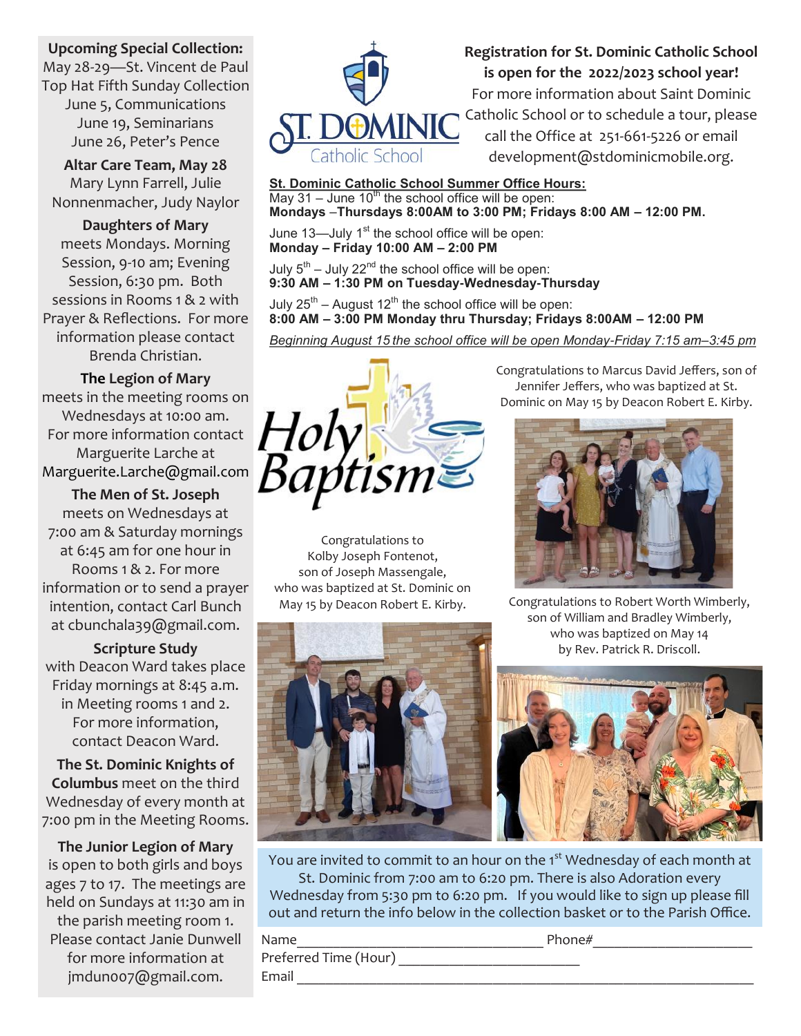**Upcoming Special Collection:**
May 28-29—St. Vincent de Paul Top Hat Fifth Sunday Collection
June 5, Communications
June 19, Seminarians
June 26, Peter's Pence

**Altar Care Team, May 28**
Mary Lynn Farrell, Julie Nonnenmacher, Judy Naylor

**Daughters of Mary**
meets Mondays. Morning Session, 9-10 am; Evening Session, 6:30 pm. Both sessions in Rooms 1 & 2 with Prayer & Reflections. For more information please contact Brenda Christian.

**The Legion of Mary**
meets in the meeting rooms on Wednesdays at 10:00 am. For more information contact Marguerite Larche at Marguerite.Larche@gmail.com

**The Men of St. Joseph**
meets on Wednesdays at 7:00 am & Saturday mornings at 6:45 am for one hour in Rooms 1 & 2. For more information or to send a prayer intention, contact Carl Bunch at cbunchala39@gmail.com.

**Scripture Study**
with Deacon Ward takes place Friday mornings at 8:45 a.m. in Meeting rooms 1 and 2. For more information, contact Deacon Ward.

**The St. Dominic Knights of Columbus** meet on the third Wednesday of every month at 7:00 pm in the Meeting Rooms.

**The Junior Legion of Mary**
is open to both girls and boys ages 7 to 17. The meetings are held on Sundays at 11:30 am in the parish meeting room 1. Please contact Janie Dunwell for more information at jmdun007@gmail.com.

ST. DOMINIC Catholic School

**Registration for St. Dominic Catholic School is open for the 2022/2023 school year!**
For more information about Saint Dominic Catholic School or to schedule a tour, please call the Office at 251-661-5226 or email development@stdominicmobile.org.

**St. Dominic Catholic School Summer Office Hours:**

May 31 – June 10th the school office will be open:
**Mondays –Thursdays 8:00AM to 3:00 PM; Fridays 8:00 AM – 12:00 PM.**

June 13—July 1st the school office will be open:
**Monday – Friday 10:00 AM – 2:00 PM**

July 5th – July 22nd the school office will be open:
**9:30 AM – 1:30 PM on Tuesday-Wednesday-Thursday**

July 25th – August 12th the school office will be open:
**8:00 AM – 3:00 PM Monday thru Thursday; Fridays 8:00AM – 12:00 PM**

*Beginning August 15 the school office will be open Monday-Friday 7:15 am–3:45 pm*

Holy Baptism

Congratulations to Kolby Joseph Fontenot, son of Joseph Massengale, who was baptized at St. Dominic on May 15 by Deacon Robert E. Kirby.

Congratulations to Marcus David Jeffers, son of Jennifer Jeffers, who was baptized at St. Dominic on May 15 by Deacon Robert E. Kirby.

Congratulations to Robert Worth Wimberly, son of William and Bradley Wimberly, who was baptized on May 14 by Rev. Patrick R. Driscoll.

You are invited to commit to an hour on the 1st Wednesday of each month at St. Dominic from 7:00 am to 6:20 pm. There is also Adoration every Wednesday from 5:30 pm to 6:20 pm. If you would like to sign up please fill out and return the info below in the collection basket or to the Parish Office.

Name_________________________________ Phone#_____________________

Preferred Time (Hour) ________________________

Email ____________________________________________________________